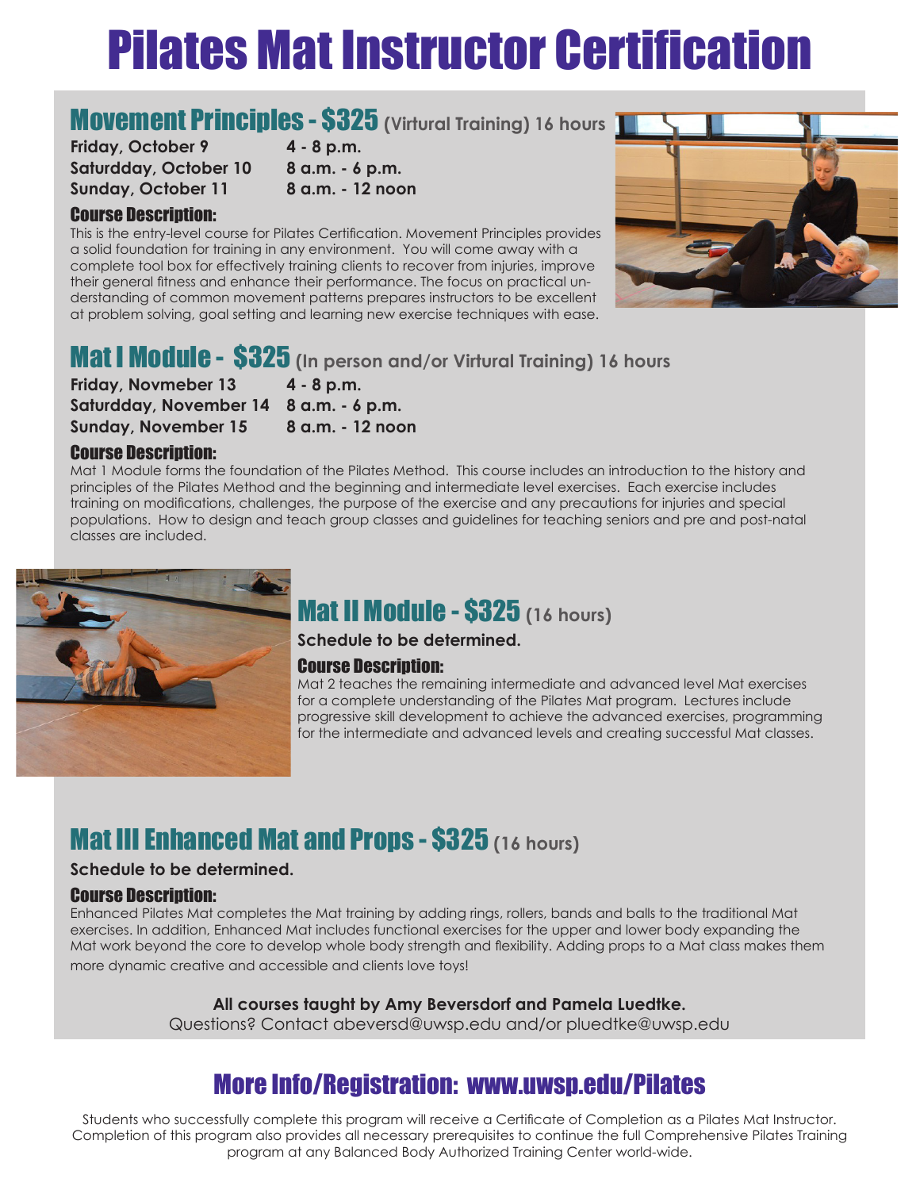# Pilates Mat Instructor Certification

## Movement Principles - $325 (Virtural Training) 16 hours

**Friday, October 9** **4 - 8 p.m.**
**Saturdday, October 10** **8 a.m. - 6 p.m.**
**Sunday, October 11** **8 a.m. - 12 noon**

### Course Description:

This is the entry-level course for Pilates Certification. Movement Principles provides a solid foundation for training in any environment. You will come away with a complete tool box for effectively training clients to recover from injuries, improve their general fitness and enhance their performance. The focus on practical understanding of common movement patterns prepares instructors to be excellent at problem solving, goal setting and learning new exercise techniques with ease.

## Mat I Module - $325 (In person and/or Virtural Training) 16 hours

**Friday, Novmeber 13** **4 - 8 p.m.**
**Saturdday, November 14** **8 a.m. - 6 p.m.**
**Sunday, November 15** **8 a.m. - 12 noon**

### Course Description:

Mat 1 Module forms the foundation of the Pilates Method. This course includes an introduction to the history and principles of the Pilates Method and the beginning and intermediate level exercises. Each exercise includes training on modifications, challenges, the purpose of the exercise and any precautions for injuries and special populations. How to design and teach group classes and guidelines for teaching seniors and pre and post-natal classes are included.

## Mat II Module - $325 (16 hours)

**Schedule to be determined.**

### Course Description:

Mat 2 teaches the remaining intermediate and advanced level Mat exercises for a complete understanding of the Pilates Mat program. Lectures include progressive skill development to achieve the advanced exercises, programming for the intermediate and advanced levels and creating successful Mat classes.

## Mat III Enhanced Mat and Props - $325 (16 hours)

**Schedule to be determined.**

### Course Description:

Enhanced Pilates Mat completes the Mat training by adding rings, rollers, bands and balls to the traditional Mat exercises. In addition, Enhanced Mat includes functional exercises for the upper and lower body expanding the Mat work beyond the core to develop whole body strength and flexibility. Adding props to a Mat class makes them more dynamic creative and accessible and clients love toys!

**All courses taught by Amy Beversdorf and Pamela Luedtke.**
Questions? Contact abeversd@uwsp.edu and/or pluedtke@uwsp.edu

## More Info/Registration: www.uwsp.edu/Pilates

Students who successfully complete this program will receive a Certificate of Completion as a Pilates Mat Instructor. Completion of this program also provides all necessary prerequisites to continue the full Comprehensive Pilates Training program at any Balanced Body Authorized Training Center world-wide.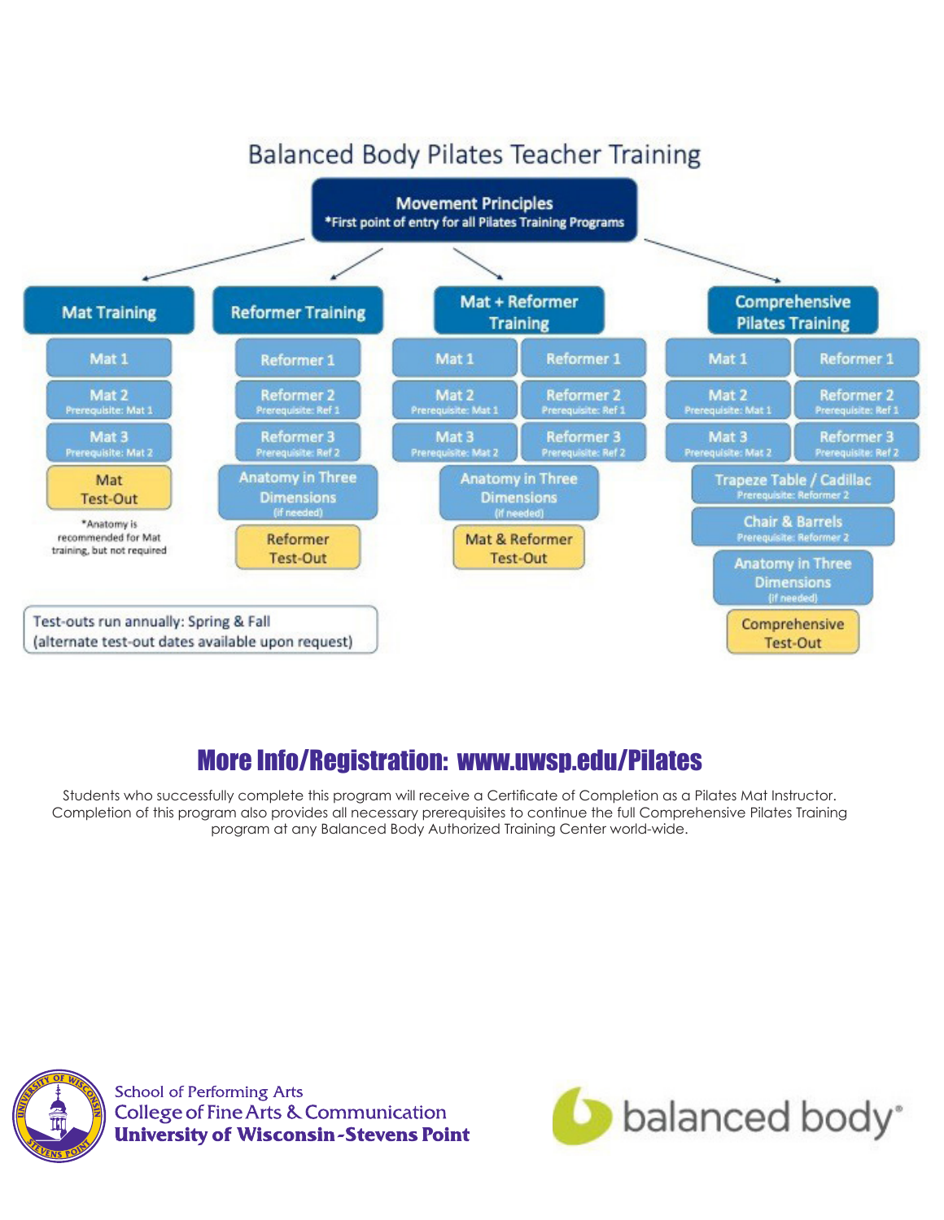# Balanced Body Pilates Teacher Training

**Movement Principles**
*First point of entry for all Pilates Training Programs

## Mat Training

- Mat 1
- Mat 2 (Prerequisite: Mat 1)
- Mat 3 (Prerequisite: Mat 2)
- Mat Test-Out

*Anatomy is recommended for Mat training, but not required

## Reformer Training

- Reformer 1
- Reformer 2 (Prerequisite: Ref 1)
- Reformer 3 (Prerequisite: Ref 2)
- Anatomy in Three Dimensions (if needed)
- Reformer Test-Out

## Mat + Reformer Training

- Mat 1
- Reformer 1
- Mat 2 (Prerequisite: Mat 1)
- Reformer 2 (Prerequisite: Ref 1)
- Mat 3 (Prerequisite: Mat 2)
- Reformer 3 (Prerequisite: Ref 2)
- Anatomy in Three Dimensions (if needed)
- Mat & Reformer Test-Out

## Comprehensive Pilates Training

- Mat 1
- Reformer 1
- Mat 2 (Prerequisite: Mat 1)
- Reformer 2 (Prerequisite: Ref 1)
- Mat 3 (Prerequisite: Mat 2)
- Reformer 3 (Prerequisite: Ref 2)
- Trapeze Table / Cadillac (Prerequisite: Reformer 2)
- Chair & Barrels (Prerequisite: Reformer 2)
- Anatomy in Three Dimensions (if needed)
- Comprehensive Test-Out

Test-outs run annually: Spring & Fall
(alternate test-out dates available upon request)

## More Info/Registration: www.uwsp.edu/Pilates

Students who successfully complete this program will receive a Certificate of Completion as a Pilates Mat Instructor. Completion of this program also provides all necessary prerequisites to continue the full Comprehensive Pilates Training program at any Balanced Body Authorized Training Center world-wide.

School of Performing Arts
College of Fine Arts & Communication
**University of Wisconsin-Stevens Point**

balanced body®